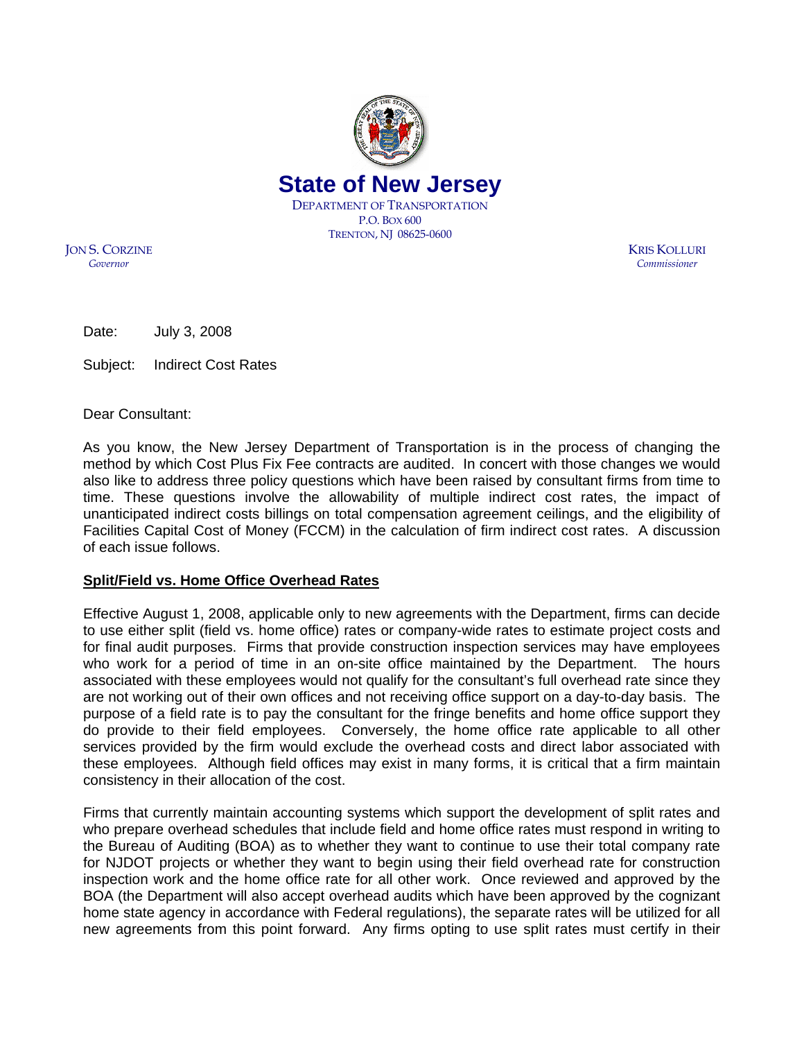# State of New Jersey

DEPARTMENT OF TRANSPORTATION
P.O. BOX 600
TRENTON, NJ 08625-0600

JON S. CORZINE
*Governor*

KRIS KOLLURI
*Commissioner*

Date: July 3, 2008

Subject: Indirect Cost Rates

Dear Consultant:

As you know, the New Jersey Department of Transportation is in the process of changing the method by which Cost Plus Fix Fee contracts are audited. In concert with those changes we would also like to address three policy questions which have been raised by consultant firms from time to time. These questions involve the allowability of multiple indirect cost rates, the impact of unanticipated indirect costs billings on total compensation agreement ceilings, and the eligibility of Facilities Capital Cost of Money (FCCM) in the calculation of firm indirect cost rates. A discussion of each issue follows.

**Split/Field vs. Home Office Overhead Rates**

Effective August 1, 2008, applicable only to new agreements with the Department, firms can decide to use either split (field vs. home office) rates or company-wide rates to estimate project costs and for final audit purposes. Firms that provide construction inspection services may have employees who work for a period of time in an on-site office maintained by the Department. The hours associated with these employees would not qualify for the consultant's full overhead rate since they are not working out of their own offices and not receiving office support on a day-to-day basis. The purpose of a field rate is to pay the consultant for the fringe benefits and home office support they do provide to their field employees. Conversely, the home office rate applicable to all other services provided by the firm would exclude the overhead costs and direct labor associated with these employees. Although field offices may exist in many forms, it is critical that a firm maintain consistency in their allocation of the cost.

Firms that currently maintain accounting systems which support the development of split rates and who prepare overhead schedules that include field and home office rates must respond in writing to the Bureau of Auditing (BOA) as to whether they want to continue to use their total company rate for NJDOT projects or whether they want to begin using their field overhead rate for construction inspection work and the home office rate for all other work. Once reviewed and approved by the BOA (the Department will also accept overhead audits which have been approved by the cognizant home state agency in accordance with Federal regulations), the separate rates will be utilized for all new agreements from this point forward. Any firms opting to use split rates must certify in their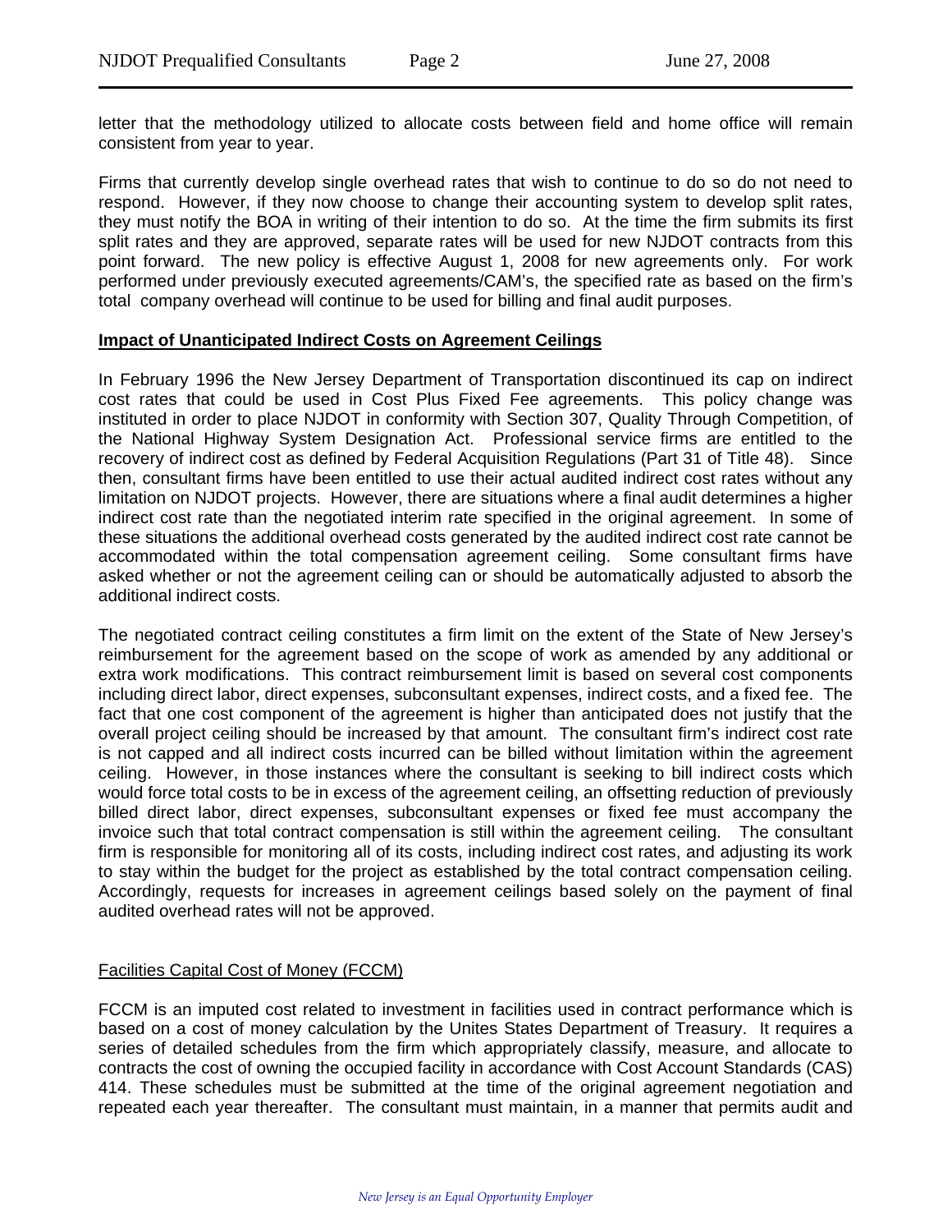letter that the methodology utilized to allocate costs between field and home office will remain consistent from year to year.

Firms that currently develop single overhead rates that wish to continue to do so do not need to respond. However, if they now choose to change their accounting system to develop split rates, they must notify the BOA in writing of their intention to do so. At the time the firm submits its first split rates and they are approved, separate rates will be used for new NJDOT contracts from this point forward. The new policy is effective August 1, 2008 for new agreements only. For work performed under previously executed agreements/CAM's, the specified rate as based on the firm's total company overhead will continue to be used for billing and final audit purposes.

**Impact of Unanticipated Indirect Costs on Agreement Ceilings**

In February 1996 the New Jersey Department of Transportation discontinued its cap on indirect cost rates that could be used in Cost Plus Fixed Fee agreements. This policy change was instituted in order to place NJDOT in conformity with Section 307, Quality Through Competition, of the National Highway System Designation Act. Professional service firms are entitled to the recovery of indirect cost as defined by Federal Acquisition Regulations (Part 31 of Title 48). Since then, consultant firms have been entitled to use their actual audited indirect cost rates without any limitation on NJDOT projects. However, there are situations where a final audit determines a higher indirect cost rate than the negotiated interim rate specified in the original agreement. In some of these situations the additional overhead costs generated by the audited indirect cost rate cannot be accommodated within the total compensation agreement ceiling. Some consultant firms have asked whether or not the agreement ceiling can or should be automatically adjusted to absorb the additional indirect costs.

The negotiated contract ceiling constitutes a firm limit on the extent of the State of New Jersey's reimbursement for the agreement based on the scope of work as amended by any additional or extra work modifications. This contract reimbursement limit is based on several cost components including direct labor, direct expenses, subconsultant expenses, indirect costs, and a fixed fee. The fact that one cost component of the agreement is higher than anticipated does not justify that the overall project ceiling should be increased by that amount. The consultant firm's indirect cost rate is not capped and all indirect costs incurred can be billed without limitation within the agreement ceiling. However, in those instances where the consultant is seeking to bill indirect costs which would force total costs to be in excess of the agreement ceiling, an offsetting reduction of previously billed direct labor, direct expenses, subconsultant expenses or fixed fee must accompany the invoice such that total contract compensation is still within the agreement ceiling. The consultant firm is responsible for monitoring all of its costs, including indirect cost rates, and adjusting its work to stay within the budget for the project as established by the total contract compensation ceiling. Accordingly, requests for increases in agreement ceilings based solely on the payment of final audited overhead rates will not be approved.

Facilities Capital Cost of Money (FCCM)

FCCM is an imputed cost related to investment in facilities used in contract performance which is based on a cost of money calculation by the Unites States Department of Treasury. It requires a series of detailed schedules from the firm which appropriately classify, measure, and allocate to contracts the cost of owning the occupied facility in accordance with Cost Account Standards (CAS) 414. These schedules must be submitted at the time of the original agreement negotiation and repeated each year thereafter. The consultant must maintain, in a manner that permits audit and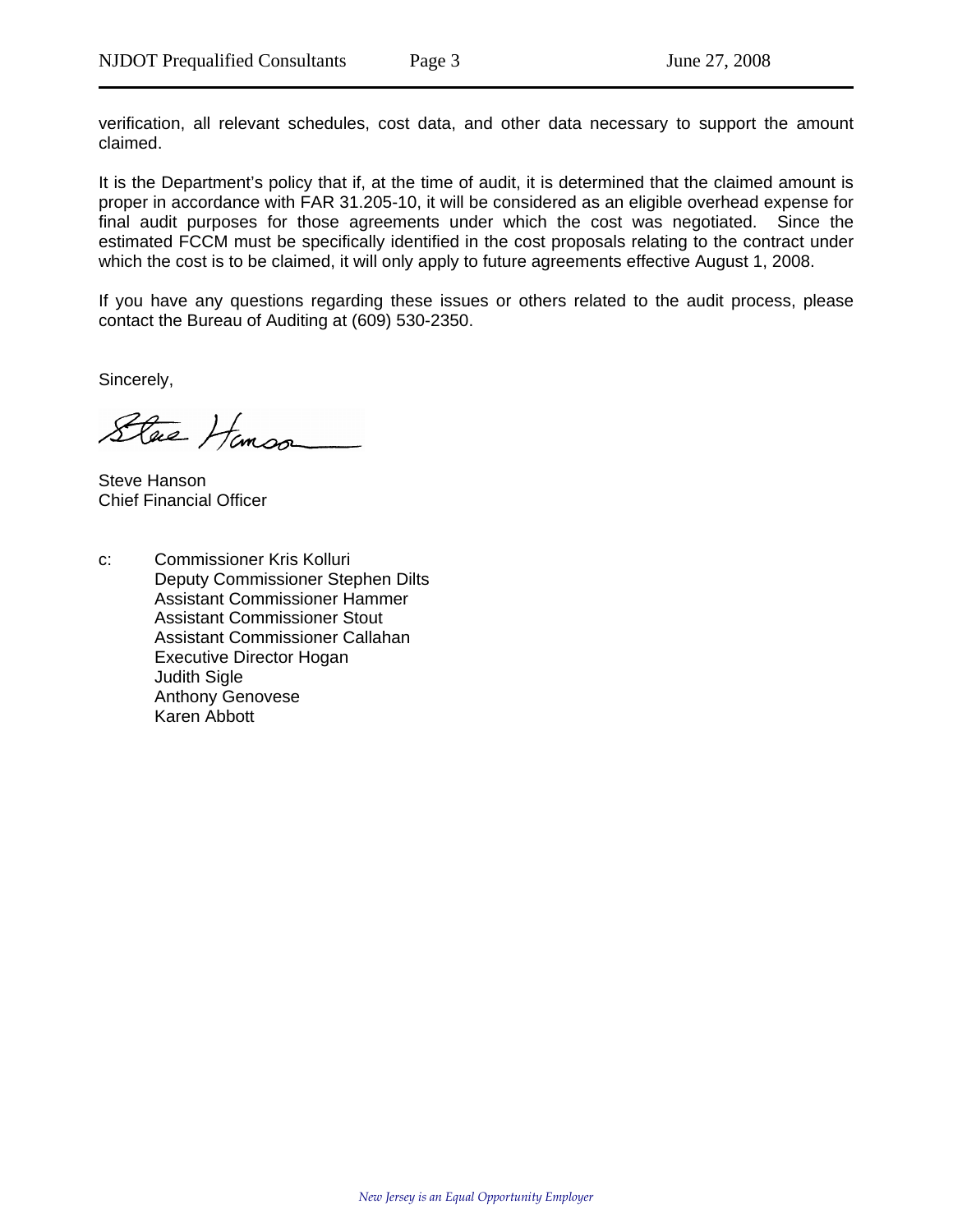verification, all relevant schedules, cost data, and other data necessary to support the amount claimed.

It is the Department's policy that if, at the time of audit, it is determined that the claimed amount is proper in accordance with FAR 31.205-10, it will be considered as an eligible overhead expense for final audit purposes for those agreements under which the cost was negotiated. Since the estimated FCCM must be specifically identified in the cost proposals relating to the contract under which the cost is to be claimed, it will only apply to future agreements effective August 1, 2008.

If you have any questions regarding these issues or others related to the audit process, please contact the Bureau of Auditing at (609) 530-2350.

Sincerely,

Steve Hanson
Chief Financial Officer

c: Commissioner Kris Kolluri
Deputy Commissioner Stephen Dilts
Assistant Commissioner Hammer
Assistant Commissioner Stout
Assistant Commissioner Callahan
Executive Director Hogan
Judith Sigle
Anthony Genovese
Karen Abbott

*New Jersey is an Equal Opportunity Employer*